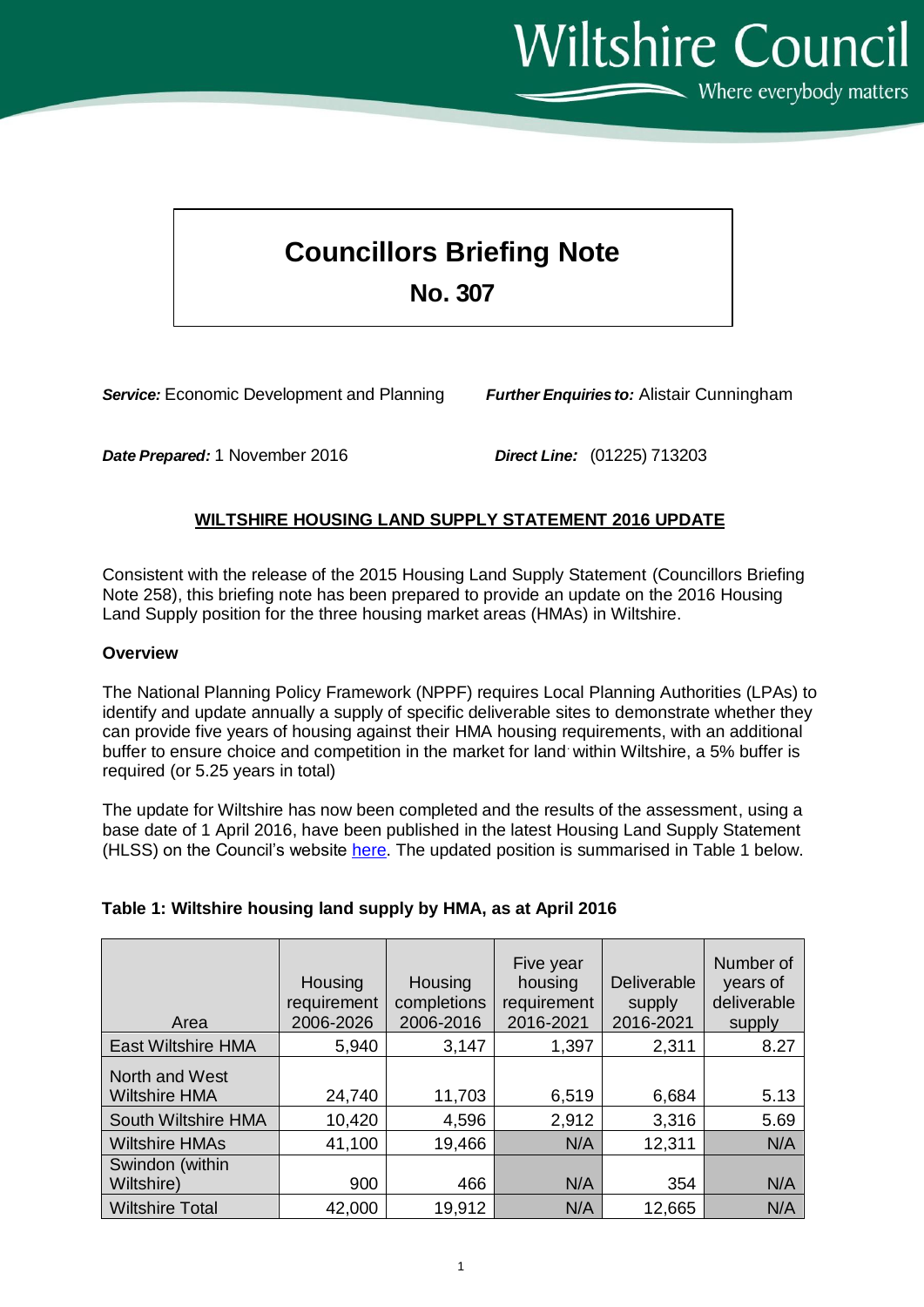# Councillors Briefing Note

## No. 307

***Service:*** Economic Development and Planning ***Further Enquiries to:*** Alistair Cunningham

***Date Prepared:*** 1 November 2016 ***Direct Line:*** (01225) 713203

### WILTSHIRE HOUSING LAND SUPPLY STATEMENT 2016 UPDATE

Consistent with the release of the 2015 Housing Land Supply Statement (Councillors Briefing Note 258), this briefing note has been prepared to provide an update on the 2016 Housing Land Supply position for the three housing market areas (HMAs) in Wiltshire.

**Overview**

The National Planning Policy Framework (NPPF) requires Local Planning Authorities (LPAs) to identify and update annually a supply of specific deliverable sites to demonstrate whether they can provide five years of housing against their HMA housing requirements, with an additional buffer to ensure choice and competition in the market for land. within Wiltshire, a 5% buffer is required (or 5.25 years in total)

The update for Wiltshire has now been completed and the results of the assessment, using a base date of 1 April 2016, have been published in the latest Housing Land Supply Statement (HLSS) on the Council's website here. The updated position is summarised in Table 1 below.

**Table 1: Wiltshire housing land supply by HMA, as at April 2016**

| Area | Housing requirement 2006-2026 | Housing completions 2006-2016 | Five year housing requirement 2016-2021 | Deliverable supply 2016-2021 | Number of years of deliverable supply |
|---|---|---|---|---|---|
| East Wiltshire HMA | 5,940 | 3,147 | 1,397 | 2,311 | 8.27 |
| North and West Wiltshire HMA | 24,740 | 11,703 | 6,519 | 6,684 | 5.13 |
| South Wiltshire HMA | 10,420 | 4,596 | 2,912 | 3,316 | 5.69 |
| Wiltshire HMAs | 41,100 | 19,466 | N/A | 12,311 | N/A |
| Swindon (within Wiltshire) | 900 | 466 | N/A | 354 | N/A |
| Wiltshire Total | 42,000 | 19,912 | N/A | 12,665 | N/A |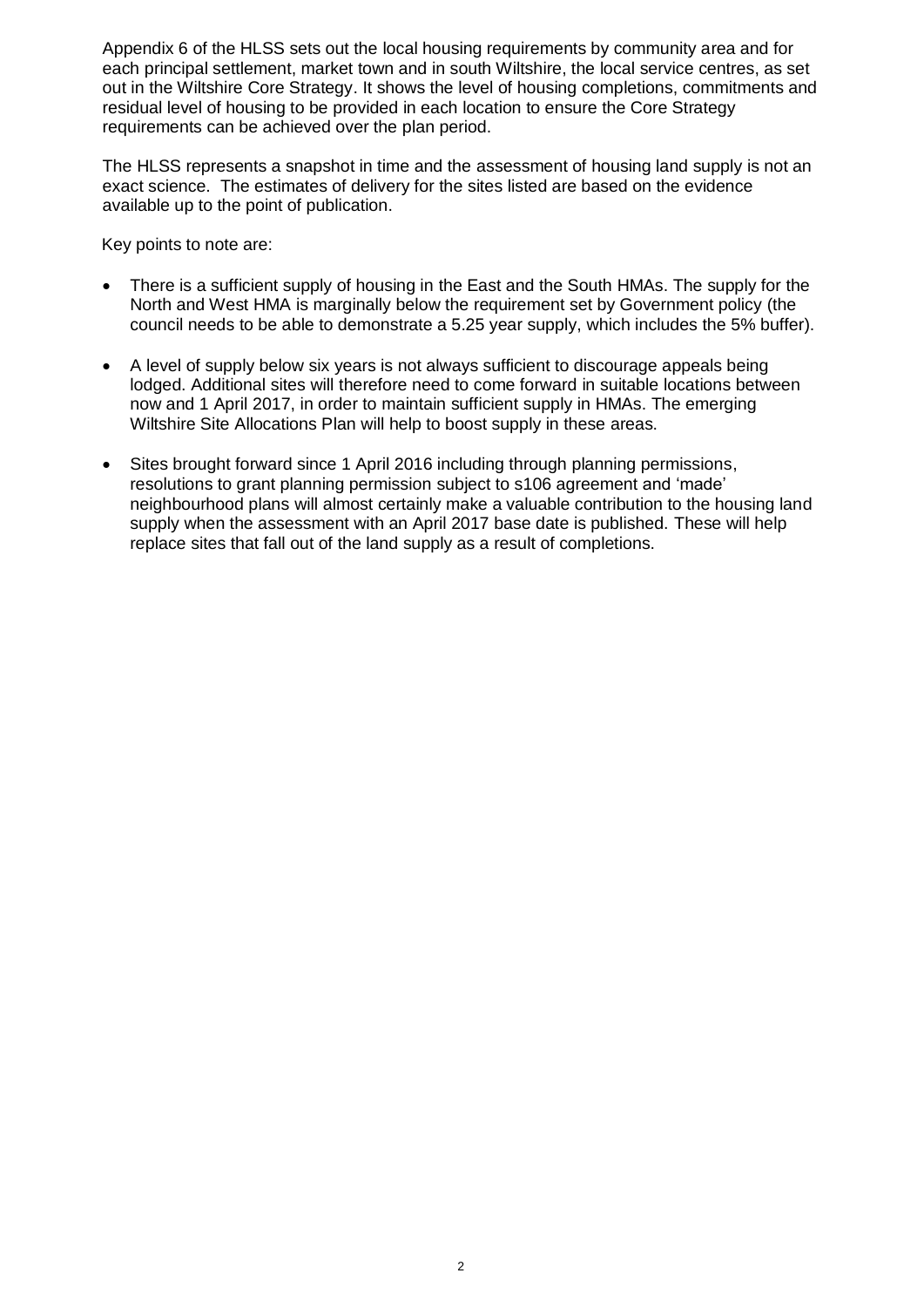Appendix 6 of the HLSS sets out the local housing requirements by community area and for each principal settlement, market town and in south Wiltshire, the local service centres, as set out in the Wiltshire Core Strategy. It shows the level of housing completions, commitments and residual level of housing to be provided in each location to ensure the Core Strategy requirements can be achieved over the plan period.

The HLSS represents a snapshot in time and the assessment of housing land supply is not an exact science. The estimates of delivery for the sites listed are based on the evidence available up to the point of publication.

Key points to note are:

- There is a sufficient supply of housing in the East and the South HMAs. The supply for the North and West HMA is marginally below the requirement set by Government policy (the council needs to be able to demonstrate a 5.25 year supply, which includes the 5% buffer).
- A level of supply below six years is not always sufficient to discourage appeals being lodged. Additional sites will therefore need to come forward in suitable locations between now and 1 April 2017, in order to maintain sufficient supply in HMAs. The emerging Wiltshire Site Allocations Plan will help to boost supply in these areas.
- Sites brought forward since 1 April 2016 including through planning permissions, resolutions to grant planning permission subject to s106 agreement and 'made' neighbourhood plans will almost certainly make a valuable contribution to the housing land supply when the assessment with an April 2017 base date is published. These will help replace sites that fall out of the land supply as a result of completions.